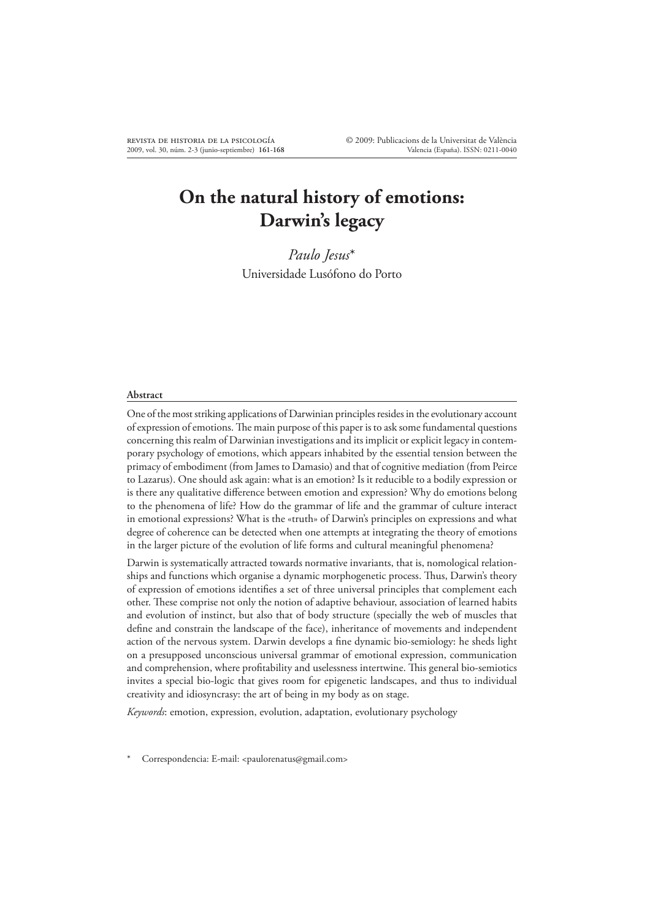# On the natural history of emotions: Darwin's legacy

*Paulo Jesus**

Universidade Lusófono do Porto

## Abstract

One of the most striking applications of Darwinian principles resides in the evolutionary account of expression of emotions. The main purpose of this paper is to ask some fundamental questions concerning this realm of Darwinian investigations and its implicit or explicit legacy in contemporary psychology of emotions, which appears inhabited by the essential tension between the primacy of embodiment (from James to Damasio) and that of cognitive mediation (from Peirce to Lazarus). One should ask again: what is an emotion? Is it reducible to a bodily expression or is there any qualitative difference between emotion and expression? Why do emotions belong to the phenomena of life? How do the grammar of life and the grammar of culture interact in emotional expressions? What is the «truth» of Darwin's principles on expressions and what degree of coherence can be detected when one attempts at integrating the theory of emotions in the larger picture of the evolution of life forms and cultural meaningful phenomena?

Darwin is systematically attracted towards normative invariants, that is, nomological relationships and functions which organise a dynamic morphogenetic process. Thus, Darwin's theory of expression of emotions identifies a set of three universal principles that complement each other. These comprise not only the notion of adaptive behaviour, association of learned habits and evolution of instinct, but also that of body structure (specially the web of muscles that define and constrain the landscape of the face), inheritance of movements and independent action of the nervous system. Darwin develops a fine dynamic bio-semiology: he sheds light on a presupposed unconscious universal grammar of emotional expression, communication and comprehension, where profitability and uselessness intertwine. This general bio-semiotics invites a special bio-logic that gives room for epigenetic landscapes, and thus to individual creativity and idiosyncrasy: the art of being in my body as on stage.

*Keywords*: emotion, expression, evolution, adaptation, evolutionary psychology

\* Correspondencia: E-mail: <paulorenatus@gmail.com>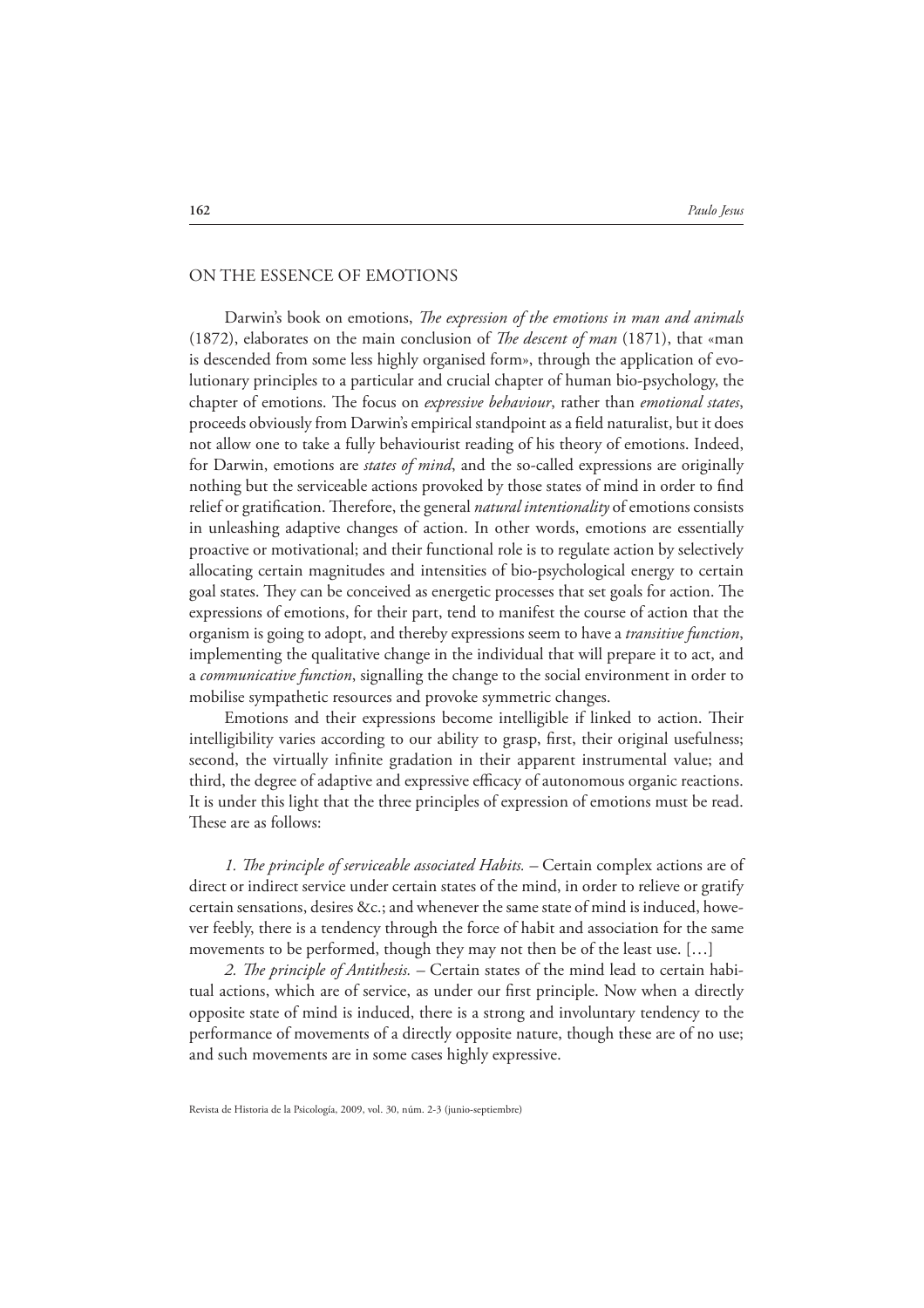## ON THE ESSENCE OF EMOTIONS

Darwin's book on emotions, *The expression of the emotions in man and animals* (1872), elaborates on the main conclusion of *The descent of man* (1871), that «man is descended from some less highly organised form», through the application of evolutionary principles to a particular and crucial chapter of human bio-psychology, the chapter of emotions. The focus on *expressive behaviour*, rather than *emotional states*, proceeds obviously from Darwin's empirical standpoint as a field naturalist, but it does not allow one to take a fully behaviourist reading of his theory of emotions. Indeed, for Darwin, emotions are *states of mind*, and the so-called expressions are originally nothing but the serviceable actions provoked by those states of mind in order to find relief or gratification. Therefore, the general *natural intentionality* of emotions consists in unleashing adaptive changes of action. In other words, emotions are essentially proactive or motivational; and their functional role is to regulate action by selectively allocating certain magnitudes and intensities of bio-psychological energy to certain goal states. They can be conceived as energetic processes that set goals for action. The expressions of emotions, for their part, tend to manifest the course of action that the organism is going to adopt, and thereby expressions seem to have a *transitive function*, implementing the qualitative change in the individual that will prepare it to act, and a *communicative function*, signalling the change to the social environment in order to mobilise sympathetic resources and provoke symmetric changes.

Emotions and their expressions become intelligible if linked to action. Their intelligibility varies according to our ability to grasp, first, their original usefulness; second, the virtually infinite gradation in their apparent instrumental value; and third, the degree of adaptive and expressive efficacy of autonomous organic reactions. It is under this light that the three principles of expression of emotions must be read. These are as follows:

*1. The principle of serviceable associated Habits.* – Certain complex actions are of direct or indirect service under certain states of the mind, in order to relieve or gratify certain sensations, desires &c.; and whenever the same state of mind is induced, however feebly, there is a tendency through the force of habit and association for the same movements to be performed, though they may not then be of the least use. […]

*2. The principle of Antithesis.* – Certain states of the mind lead to certain habitual actions, which are of service, as under our first principle. Now when a directly opposite state of mind is induced, there is a strong and involuntary tendency to the performance of movements of a directly opposite nature, though these are of no use; and such movements are in some cases highly expressive.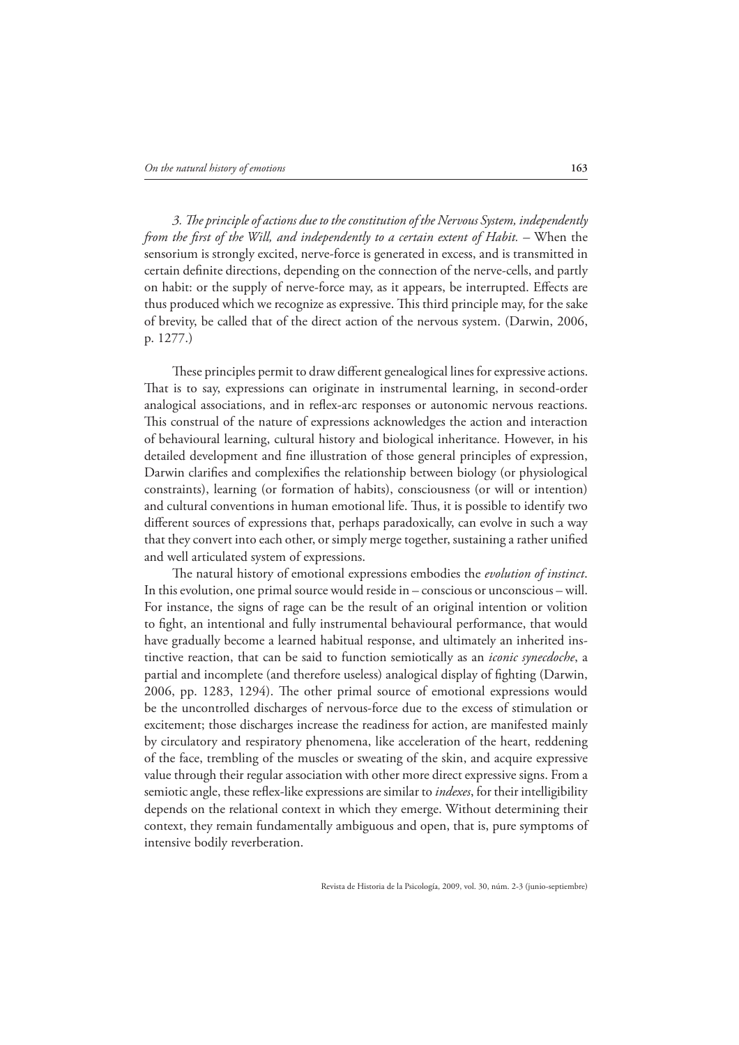*3. The principle of actions due to the constitution of the Nervous System, independently from the first of the Will, and independently to a certain extent of Habit.* – When the sensorium is strongly excited, nerve-force is generated in excess, and is transmitted in certain definite directions, depending on the connection of the nerve-cells, and partly on habit: or the supply of nerve-force may, as it appears, be interrupted. Effects are thus produced which we recognize as expressive. This third principle may, for the sake of brevity, be called that of the direct action of the nervous system. (Darwin, 2006, p. 1277.)

These principles permit to draw different genealogical lines for expressive actions. That is to say, expressions can originate in instrumental learning, in second-order analogical associations, and in reflex-arc responses or autonomic nervous reactions. This construal of the nature of expressions acknowledges the action and interaction of behavioural learning, cultural history and biological inheritance. However, in his detailed development and fine illustration of those general principles of expression, Darwin clarifies and complexifies the relationship between biology (or physiological constraints), learning (or formation of habits), consciousness (or will or intention) and cultural conventions in human emotional life. Thus, it is possible to identify two different sources of expressions that, perhaps paradoxically, can evolve in such a way that they convert into each other, or simply merge together, sustaining a rather unified and well articulated system of expressions.

The natural history of emotional expressions embodies the *evolution of instinct*. In this evolution, one primal source would reside in – conscious or unconscious – will. For instance, the signs of rage can be the result of an original intention or volition to fight, an intentional and fully instrumental behavioural performance, that would have gradually become a learned habitual response, and ultimately an inherited instinctive reaction, that can be said to function semiotically as an *iconic synecdoche*, a partial and incomplete (and therefore useless) analogical display of fighting (Darwin, 2006, pp. 1283, 1294). The other primal source of emotional expressions would be the uncontrolled discharges of nervous-force due to the excess of stimulation or excitement; those discharges increase the readiness for action, are manifested mainly by circulatory and respiratory phenomena, like acceleration of the heart, reddening of the face, trembling of the muscles or sweating of the skin, and acquire expressive value through their regular association with other more direct expressive signs. From a semiotic angle, these reflex-like expressions are similar to *indexes*, for their intelligibility depends on the relational context in which they emerge. Without determining their context, they remain fundamentally ambiguous and open, that is, pure symptoms of intensive bodily reverberation.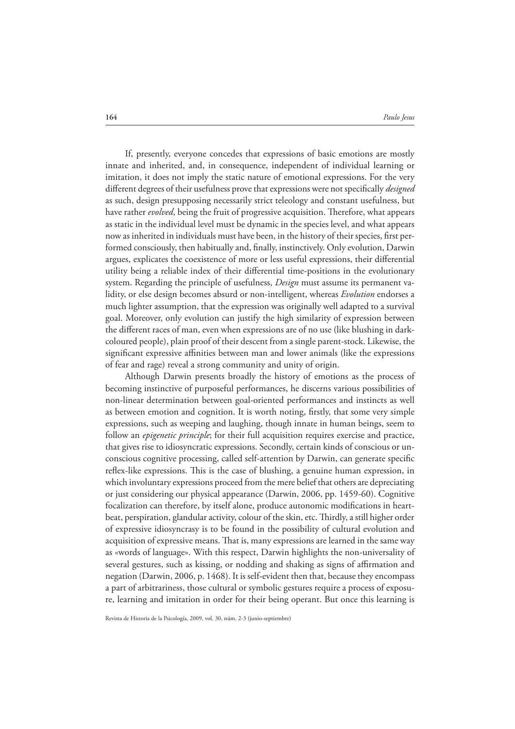If, presently, everyone concedes that expressions of basic emotions are mostly innate and inherited, and, in consequence, independent of individual learning or imitation, it does not imply the static nature of emotional expressions. For the very different degrees of their usefulness prove that expressions were not specifically *designed* as such, design presupposing necessarily strict teleology and constant usefulness, but have rather *evolved*, being the fruit of progressive acquisition. Therefore, what appears as static in the individual level must be dynamic in the species level, and what appears now as inherited in individuals must have been, in the history of their species, first performed consciously, then habitually and, finally, instinctively. Only evolution, Darwin argues, explicates the coexistence of more or less useful expressions, their differential utility being a reliable index of their differential time-positions in the evolutionary system. Regarding the principle of usefulness, *Design* must assume its permanent validity, or else design becomes absurd or non-intelligent, whereas *Evolution* endorses a much lighter assumption, that the expression was originally well adapted to a survival goal. Moreover, only evolution can justify the high similarity of expression between the different races of man, even when expressions are of no use (like blushing in dark-coloured people), plain proof of their descent from a single parent-stock. Likewise, the significant expressive affinities between man and lower animals (like the expressions of fear and rage) reveal a strong community and unity of origin.

Although Darwin presents broadly the history of emotions as the process of becoming instinctive of purposeful performances, he discerns various possibilities of non-linear determination between goal-oriented performances and instincts as well as between emotion and cognition. It is worth noting, firstly, that some very simple expressions, such as weeping and laughing, though innate in human beings, seem to follow an *epigenetic principle*; for their full acquisition requires exercise and practice, that gives rise to idiosyncratic expressions. Secondly, certain kinds of conscious or unconscious cognitive processing, called self-attention by Darwin, can generate specific reflex-like expressions. This is the case of blushing, a genuine human expression, in which involuntary expressions proceed from the mere belief that others are depreciating or just considering our physical appearance (Darwin, 2006, pp. 1459-60). Cognitive focalization can therefore, by itself alone, produce autonomic modifications in heartbeat, perspiration, glandular activity, colour of the skin, etc. Thirdly, a still higher order of expressive idiosyncrasy is to be found in the possibility of cultural evolution and acquisition of expressive means. That is, many expressions are learned in the same way as «words of language». With this respect, Darwin highlights the non-universality of several gestures, such as kissing, or nodding and shaking as signs of affirmation and negation (Darwin, 2006, p. 1468). It is self-evident then that, because they encompass a part of arbitrariness, those cultural or symbolic gestures require a process of exposure, learning and imitation in order for their being operant. But once this learning is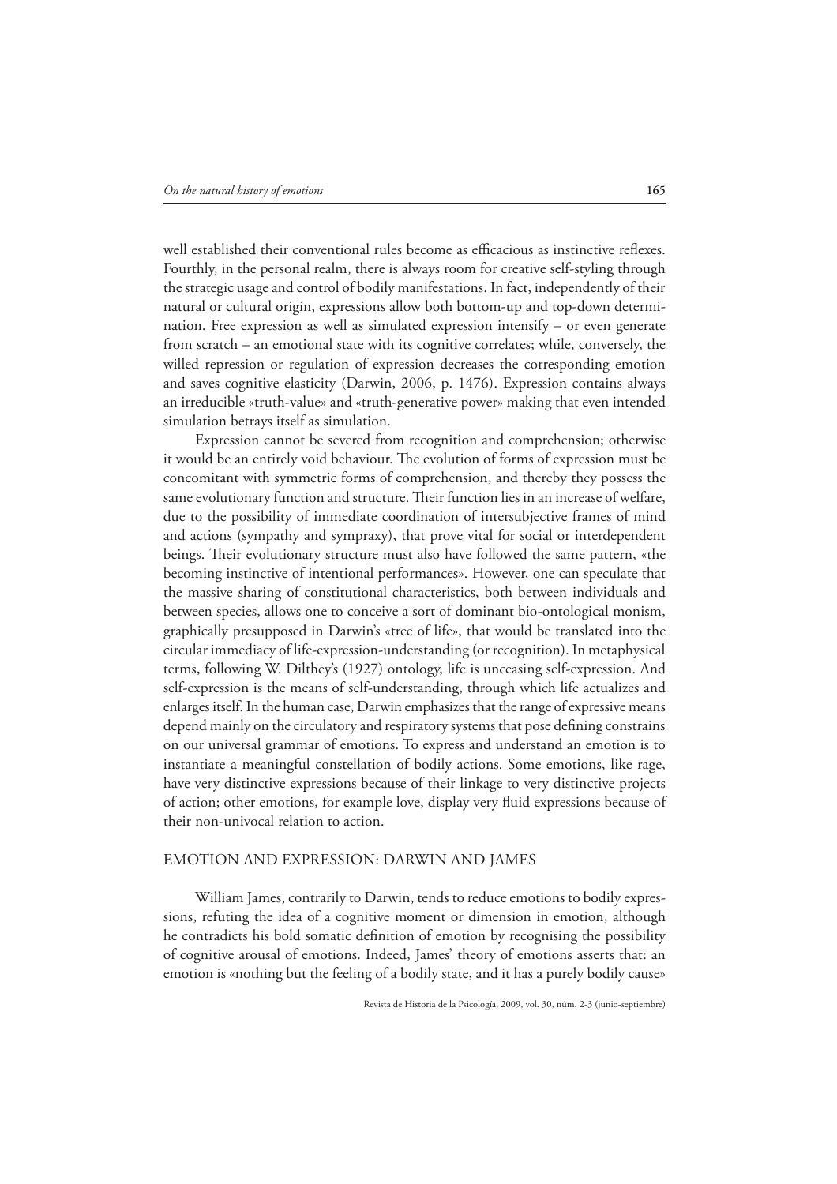well established their conventional rules become as efficacious as instinctive reflexes. Fourthly, in the personal realm, there is always room for creative self-styling through the strategic usage and control of bodily manifestations. In fact, independently of their natural or cultural origin, expressions allow both bottom-up and top-down determination. Free expression as well as simulated expression intensify – or even generate from scratch – an emotional state with its cognitive correlates; while, conversely, the willed repression or regulation of expression decreases the corresponding emotion and saves cognitive elasticity (Darwin, 2006, p. 1476). Expression contains always an irreducible «truth-value» and «truth-generative power» making that even intended simulation betrays itself as simulation.

Expression cannot be severed from recognition and comprehension; otherwise it would be an entirely void behaviour. The evolution of forms of expression must be concomitant with symmetric forms of comprehension, and thereby they possess the same evolutionary function and structure. Their function lies in an increase of welfare, due to the possibility of immediate coordination of intersubjective frames of mind and actions (sympathy and sympraxy), that prove vital for social or interdependent beings. Their evolutionary structure must also have followed the same pattern, «the becoming instinctive of intentional performances». However, one can speculate that the massive sharing of constitutional characteristics, both between individuals and between species, allows one to conceive a sort of dominant bio-ontological monism, graphically presupposed in Darwin's «tree of life», that would be translated into the circular immediacy of life-expression-understanding (or recognition). In metaphysical terms, following W. Dilthey's (1927) ontology, life is unceasing self-expression. And self-expression is the means of self-understanding, through which life actualizes and enlarges itself. In the human case, Darwin emphasizes that the range of expressive means depend mainly on the circulatory and respiratory systems that pose defining constrains on our universal grammar of emotions. To express and understand an emotion is to instantiate a meaningful constellation of bodily actions. Some emotions, like rage, have very distinctive expressions because of their linkage to very distinctive projects of action; other emotions, for example love, display very fluid expressions because of their non-univocal relation to action.

## EMOTION AND EXPRESSION: DARWIN AND JAMES

William James, contrarily to Darwin, tends to reduce emotions to bodily expressions, refuting the idea of a cognitive moment or dimension in emotion, although he contradicts his bold somatic definition of emotion by recognising the possibility of cognitive arousal of emotions. Indeed, James' theory of emotions asserts that: an emotion is «nothing but the feeling of a bodily state, and it has a purely bodily cause»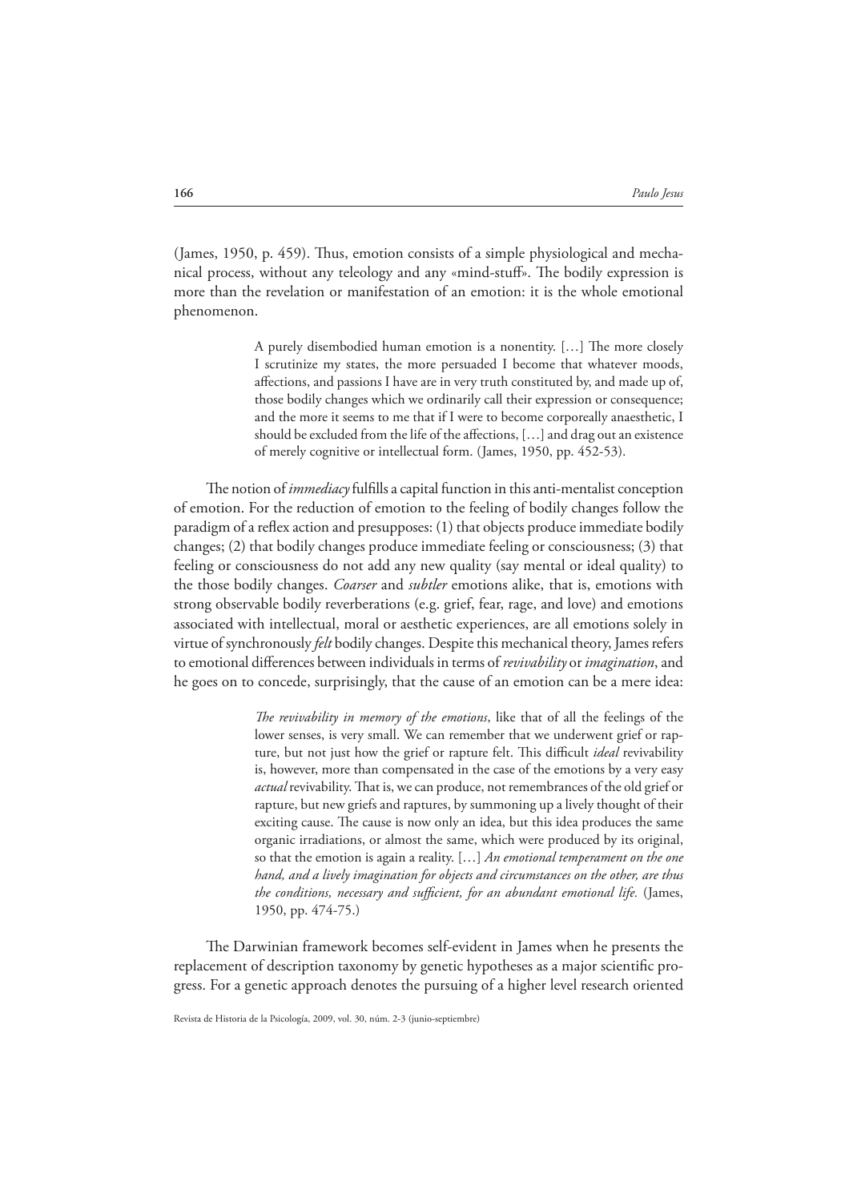(James, 1950, p. 459). Thus, emotion consists of a simple physiological and mechanical process, without any teleology and any «mind-stuff». The bodily expression is more than the revelation or manifestation of an emotion: it is the whole emotional phenomenon.

> A purely disembodied human emotion is a nonentity. […] The more closely I scrutinize my states, the more persuaded I become that whatever moods, affections, and passions I have are in very truth constituted by, and made up of, those bodily changes which we ordinarily call their expression or consequence; and the more it seems to me that if I were to become corporeally anaesthetic, I should be excluded from the life of the affections, […] and drag out an existence of merely cognitive or intellectual form. (James, 1950, pp. 452-53).

The notion of *immediacy* fulfills a capital function in this anti-mentalist conception of emotion. For the reduction of emotion to the feeling of bodily changes follow the paradigm of a reflex action and presupposes: (1) that objects produce immediate bodily changes; (2) that bodily changes produce immediate feeling or consciousness; (3) that feeling or consciousness do not add any new quality (say mental or ideal quality) to the those bodily changes. *Coarser* and *subtler* emotions alike, that is, emotions with strong observable bodily reverberations (e.g. grief, fear, rage, and love) and emotions associated with intellectual, moral or aesthetic experiences, are all emotions solely in virtue of synchronously *felt* bodily changes. Despite this mechanical theory, James refers to emotional differences between individuals in terms of *revivability* or *imagination*, and he goes on to concede, surprisingly, that the cause of an emotion can be a mere idea:

> *The revivability in memory of the emotions*, like that of all the feelings of the lower senses, is very small. We can remember that we underwent grief or rapture, but not just how the grief or rapture felt. This difficult *ideal* revivability is, however, more than compensated in the case of the emotions by a very easy *actual* revivability. That is, we can produce, not remembrances of the old grief or rapture, but new griefs and raptures, by summoning up a lively thought of their exciting cause. The cause is now only an idea, but this idea produces the same organic irradiations, or almost the same, which were produced by its original, so that the emotion is again a reality. […] *An emotional temperament on the one hand, and a lively imagination for objects and circumstances on the other, are thus the conditions, necessary and sufficient, for an abundant emotional life.* (James, 1950, pp. 474-75.)

The Darwinian framework becomes self-evident in James when he presents the replacement of description taxonomy by genetic hypotheses as a major scientific progress. For a genetic approach denotes the pursuing of a higher level research oriented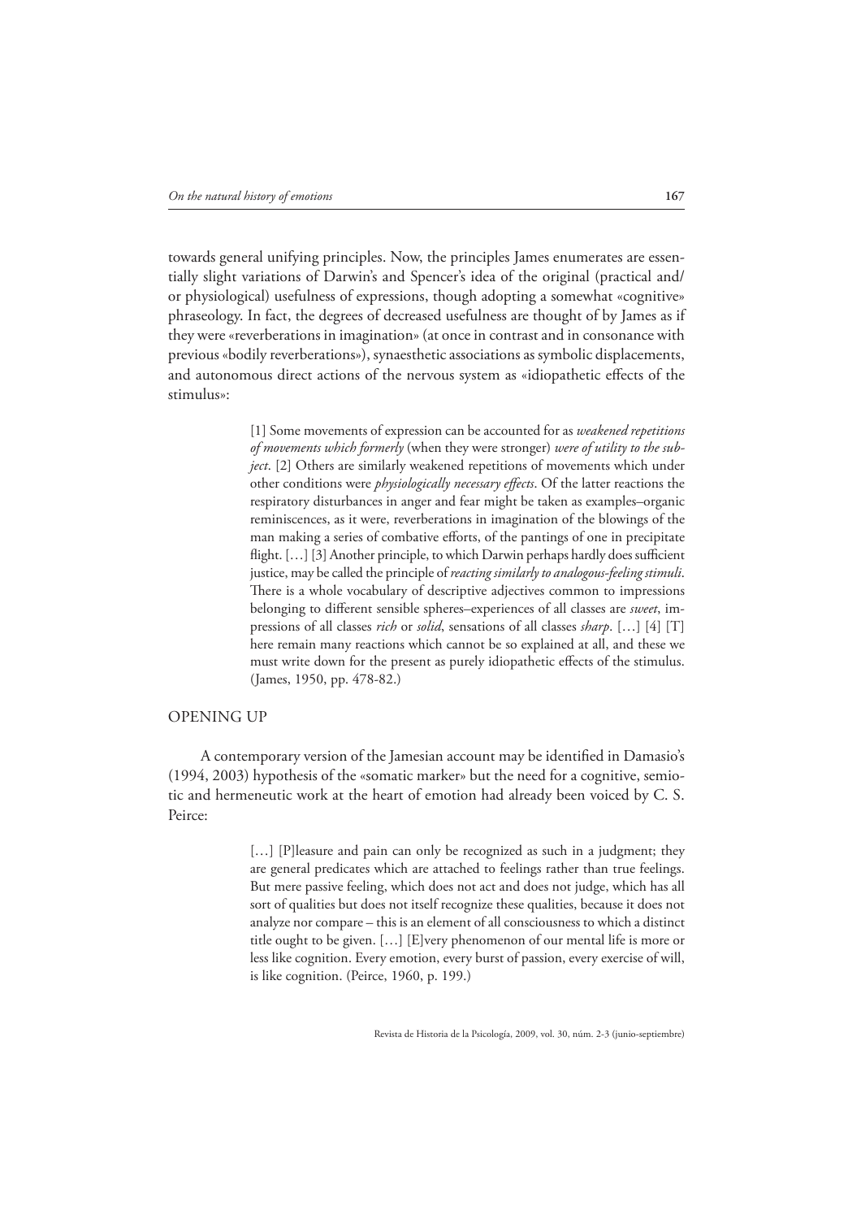towards general unifying principles. Now, the principles James enumerates are essentially slight variations of Darwin's and Spencer's idea of the original (practical and/or physiological) usefulness of expressions, though adopting a somewhat «cognitive» phraseology. In fact, the degrees of decreased usefulness are thought of by James as if they were «reverberations in imagination» (at once in contrast and in consonance with previous «bodily reverberations»), synaesthetic associations as symbolic displacements, and autonomous direct actions of the nervous system as «idiopathetic effects of the stimulus»:

> [1] Some movements of expression can be accounted for as *weakened repetitions of movements which formerly* (when they were stronger) *were of utility to the subject*. [2] Others are similarly weakened repetitions of movements which under other conditions were *physiologically necessary effects*. Of the latter reactions the respiratory disturbances in anger and fear might be taken as examples–organic reminiscences, as it were, reverberations in imagination of the blowings of the man making a series of combative efforts, of the pantings of one in precipitate flight. […] [3] Another principle, to which Darwin perhaps hardly does sufficient justice, may be called the principle of *reacting similarly to analogous-feeling stimuli*. There is a whole vocabulary of descriptive adjectives common to impressions belonging to different sensible spheres–experiences of all classes are *sweet*, impressions of all classes *rich* or *solid*, sensations of all classes *sharp*. […] [4] [T]here remain many reactions which cannot be so explained at all, and these we must write down for the present as purely idiopathetic effects of the stimulus. (James, 1950, pp. 478-82.)

## OPENING UP

A contemporary version of the Jamesian account may be identified in Damasio's (1994, 2003) hypothesis of the «somatic marker» but the need for a cognitive, semiotic and hermeneutic work at the heart of emotion had already been voiced by C. S. Peirce:

> […] [P]leasure and pain can only be recognized as such in a judgment; they are general predicates which are attached to feelings rather than true feelings. But mere passive feeling, which does not act and does not judge, which has all sort of qualities but does not itself recognize these qualities, because it does not analyze nor compare – this is an element of all consciousness to which a distinct title ought to be given. […] [E]very phenomenon of our mental life is more or less like cognition. Every emotion, every burst of passion, every exercise of will, is like cognition. (Peirce, 1960, p. 199.)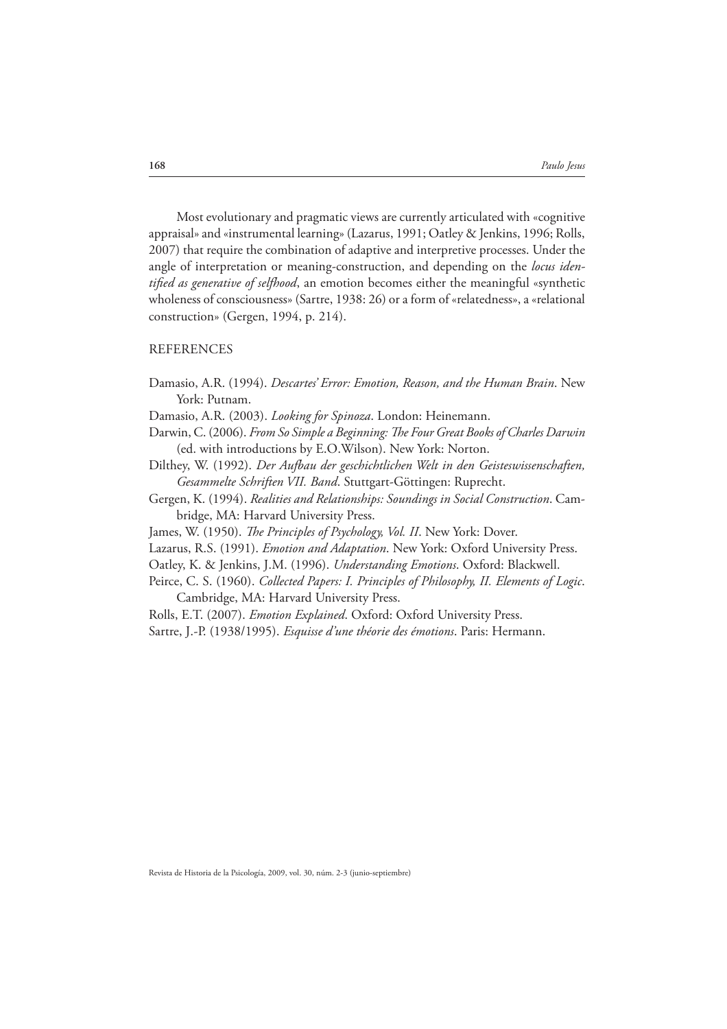Most evolutionary and pragmatic views are currently articulated with «cognitive appraisal» and «instrumental learning» (Lazarus, 1991; Oatley & Jenkins, 1996; Rolls, 2007) that require the combination of adaptive and interpretive processes. Under the angle of interpretation or meaning-construction, and depending on the *locus identified as generative of selfhood*, an emotion becomes either the meaningful «synthetic wholeness of consciousness» (Sartre, 1938: 26) or a form of «relatedness», a «relational construction» (Gergen, 1994, p. 214).

## REFERENCES

Damasio, A.R. (1994). *Descartes' Error: Emotion, Reason, and the Human Brain*. New York: Putnam.

Damasio, A.R. (2003). *Looking for Spinoza*. London: Heinemann.

Darwin, C. (2006). *From So Simple a Beginning: The Four Great Books of Charles Darwin* (ed. with introductions by E.O.Wilson). New York: Norton.

Dilthey, W. (1992). *Der Aufbau der geschichtlichen Welt in den Geisteswissenschaften, Gesammelte Schriften VII. Band*. Stuttgart-Göttingen: Ruprecht.

Gergen, K. (1994). *Realities and Relationships: Soundings in Social Construction*. Cambridge, MA: Harvard University Press.

James, W. (1950). *The Principles of Psychology, Vol. II*. New York: Dover.

Lazarus, R.S. (1991). *Emotion and Adaptation*. New York: Oxford University Press.

Oatley, K. & Jenkins, J.M. (1996). *Understanding Emotions*. Oxford: Blackwell.

Peirce, C. S. (1960). *Collected Papers: I. Principles of Philosophy, II. Elements of Logic*. Cambridge, MA: Harvard University Press.

Rolls, E.T. (2007). *Emotion Explained*. Oxford: Oxford University Press.

Sartre, J.-P. (1938/1995). *Esquisse d'une théorie des émotions*. Paris: Hermann.